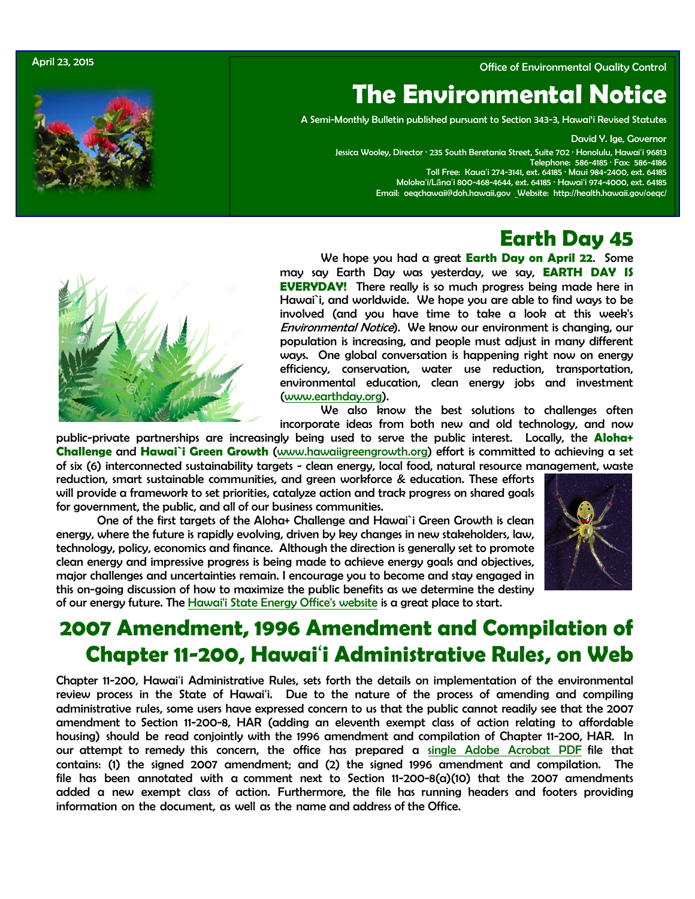April 23, 2015

Office of Environmental Quality Control

# The Environmental Notice

A Semi-Monthly Bulletin published pursuant to Section 343-3, Hawaiʻi Revised Statutes

David Y. Ige, Governor

Jessica Wooley, Director · 235 South Beretania Street, Suite 702 · Honolulu, Hawaiʻi 96813
Telephone: 586-4185 · Fax: 586-4186
Toll Free: Kauaʻi 274-3141, ext. 64185 · Maui 984-2400, ext. 64185
Molokaʻi/Lānaʻi 800-468-4644, ext. 64185 · Hawaiʻi 974-4000, ext. 64185
Email: oeqchawaii@doh.hawaii.gov Website: http://health.hawaii.gov/oeqc/

## Earth Day 45

We hope you had a great **Earth Day on April 22**. Some may say Earth Day was yesterday, we say, **EARTH DAY IS EVERYDAY!** There really is so much progress being made here in Hawai`i, and worldwide. We hope you are able to find ways to be involved (and you have time to take a look at this week's *Environmental Notice*). We know our environment is changing, our population is increasing, and people must adjust in many different ways. One global conversation is happening right now on energy efficiency, conservation, water use reduction, transportation, environmental education, clean energy jobs and investment (www.earthday.org).

We also know the best solutions to challenges often incorporate ideas from both new and old technology, and now public-private partnerships are increasingly being used to serve the public interest. Locally, the **Aloha+ Challenge** and **Hawai`i Green Growth** (www.hawaiigreengrowth.org) effort is committed to achieving a set of six (6) interconnected sustainability targets - clean energy, local food, natural resource management, waste reduction, smart sustainable communities, and green workforce & education. These efforts will provide a framework to set priorities, catalyze action and track progress on shared goals for government, the public, and all of our business communities.

One of the first targets of the Aloha+ Challenge and Hawai`i Green Growth is clean energy, where the future is rapidly evolving, driven by key changes in new stakeholders, law, technology, policy, economics and finance. Although the direction is generally set to promote clean energy and impressive progress is being made to achieve energy goals and objectives, major challenges and uncertainties remain. I encourage you to become and stay engaged in this on-going discussion of how to maximize the public benefits as we determine the destiny of our energy future. The Hawai'i State Energy Office's website is a great place to start.

## 2007 Amendment, 1996 Amendment and Compilation of Chapter 11-200, Hawaiʻi Administrative Rules, on Web

Chapter 11-200, Hawaiʻi Administrative Rules, sets forth the details on implementation of the environmental review process in the State of Hawaiʻi. Due to the nature of the process of amending and compiling administrative rules, some users have expressed concern to us that the public cannot readily see that the 2007 amendment to Section 11-200-8, HAR (adding an eleventh exempt class of action relating to affordable housing) should be read conjointly with the 1996 amendment and compilation of Chapter 11-200, HAR. In our attempt to remedy this concern, the office has prepared a single Adobe Acrobat PDF file that contains: (1) the signed 2007 amendment; and (2) the signed 1996 amendment and compilation. The file has been annotated with a comment next to Section 11-200-8(a)(10) that the 2007 amendments added a new exempt class of action. Furthermore, the file has running headers and footers providing information on the document, as well as the name and address of the Office.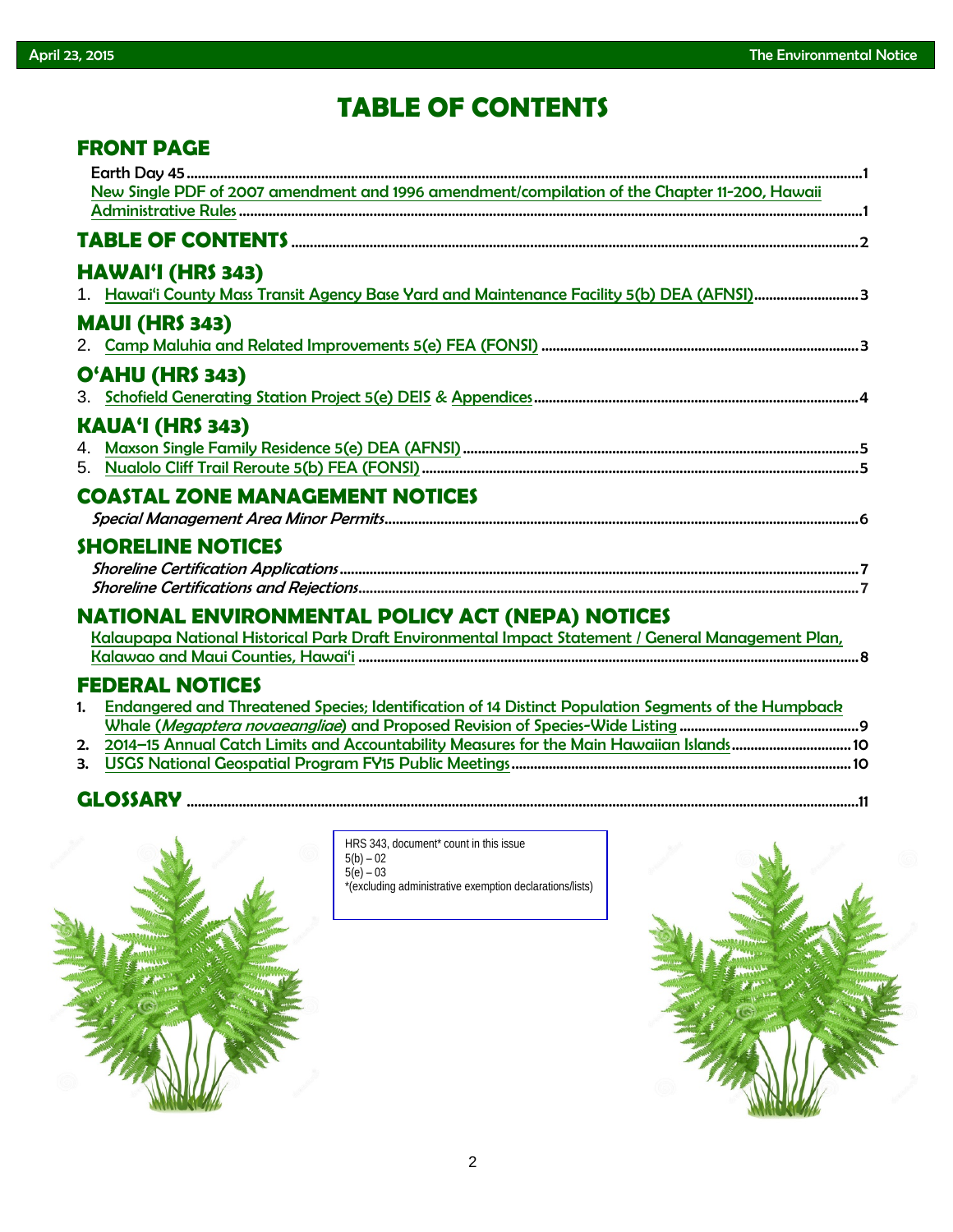# TABLE OF CONTENTS

## FRONT PAGE

Earth Day 45 ........ 1

New Single PDF of 2007 amendment and 1996 amendment/compilation of the Chapter 11-200, Hawaii Administrative Rules ........ 1

## TABLE OF CONTENTS ........ 2

## HAWAI'I (HRS 343)

1. Hawai'i County Mass Transit Agency Base Yard and Maintenance Facility 5(b) DEA (AFNSI) ........ 3

## MAUI (HRS 343)

2. Camp Maluhia and Related Improvements 5(e) FEA (FONSI) ........ 3

## O'AHU (HRS 343)

3. Schofield Generating Station Project 5(e) DEIS & Appendices ........ 4

## KAUA'I (HRS 343)

4. Maxson Single Family Residence 5(e) DEA (AFNSI) ........ 5
5. Nualolo Cliff Trail Reroute 5(b) FEA (FONSI) ........ 5

## COASTAL ZONE MANAGEMENT NOTICES

*Special Management Area Minor Permits* ........ 6

## SHORELINE NOTICES

*Shoreline Certification Applications* ........ 7

*Shoreline Certifications and Rejections* ........ 7

## NATIONAL ENVIRONMENTAL POLICY ACT (NEPA) NOTICES

Kalaupapa National Historical Park Draft Environmental Impact Statement / General Management Plan, Kalawao and Maui Counties, Hawai'i ........ 8

## FEDERAL NOTICES

1. Endangered and Threatened Species; Identification of 14 Distinct Population Segments of the Humpback Whale (*Megaptera novaeangliae*) and Proposed Revision of Species-Wide Listing ........ 9
2. 2014–15 Annual Catch Limits and Accountability Measures for the Main Hawaiian Islands ........ 10
3. USGS National Geospatial Program FY15 Public Meetings ........ 10

## GLOSSARY ........ 11

HRS 343, document* count in this issue
5(b) – 02
5(e) – 03
*(excluding administrative exemption declarations/lists)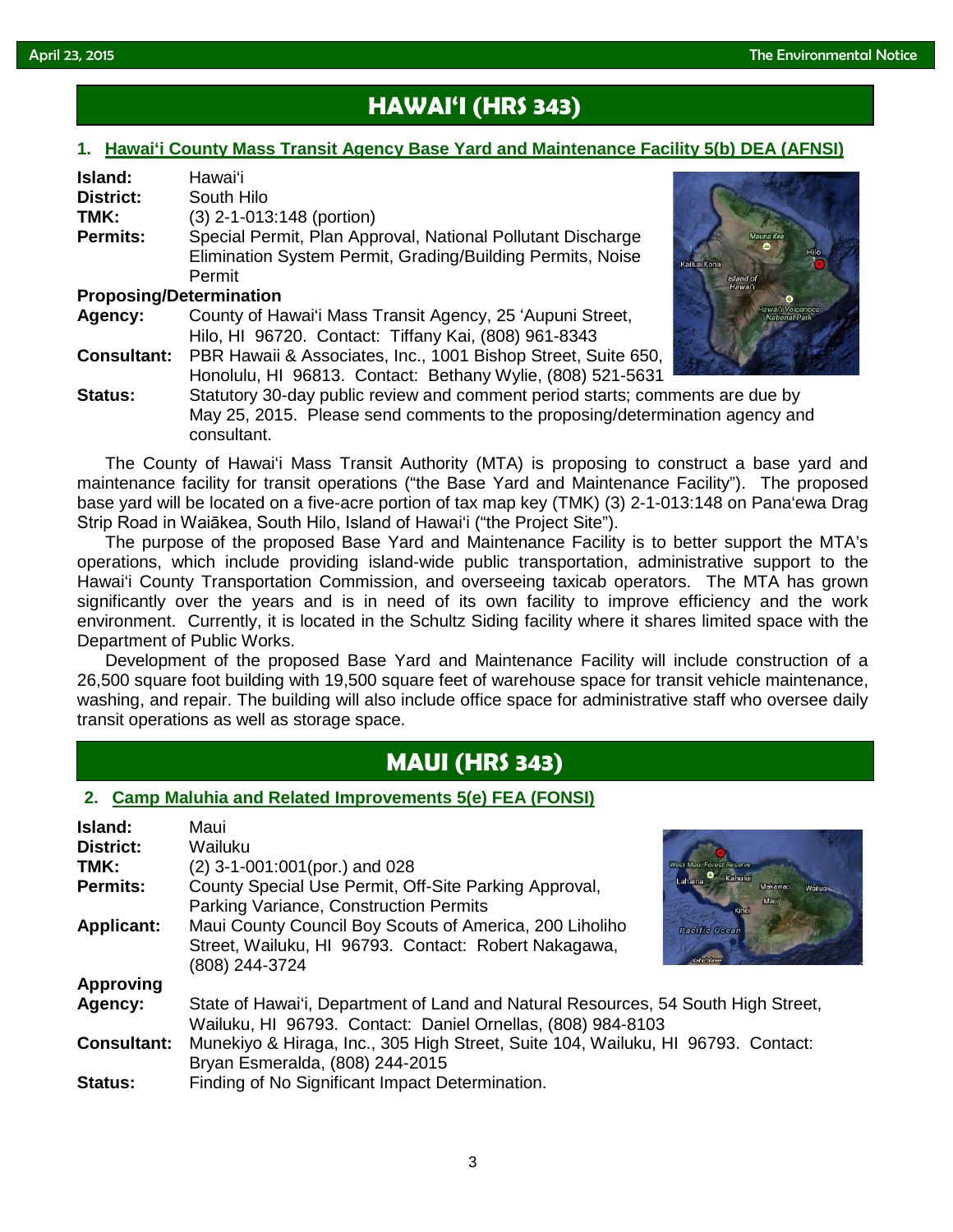# HAWAIʻI (HRS 343)

## 1. Hawaiʻi County Mass Transit Agency Base Yard and Maintenance Facility 5(b) DEA (AFNSI)

**Island:** Hawaiʻi
**District:** South Hilo
**TMK:** (3) 2-1-013:148 (portion)
**Permits:** Special Permit, Plan Approval, National Pollutant Discharge Elimination System Permit, Grading/Building Permits, Noise Permit
**Proposing/Determination Agency:** County of Hawaiʻi Mass Transit Agency, 25 ʻAupuni Street, Hilo, HI 96720. Contact: Tiffany Kai, (808) 961-8343
**Consultant:** PBR Hawaii & Associates, Inc., 1001 Bishop Street, Suite 650, Honolulu, HI 96813. Contact: Bethany Wylie, (808) 521-5631
**Status:** Statutory 30-day public review and comment period starts; comments are due by May 25, 2015. Please send comments to the proposing/determination agency and consultant.

The County of Hawaiʻi Mass Transit Authority (MTA) is proposing to construct a base yard and maintenance facility for transit operations ("the Base Yard and Maintenance Facility"). The proposed base yard will be located on a five-acre portion of tax map key (TMK) (3) 2-1-013:148 on Panaʻewa Drag Strip Road in Waiākea, South Hilo, Island of Hawaiʻi ("the Project Site").

The purpose of the proposed Base Yard and Maintenance Facility is to better support the MTA's operations, which include providing island-wide public transportation, administrative support to the Hawaiʻi County Transportation Commission, and overseeing taxicab operators. The MTA has grown significantly over the years and is in need of its own facility to improve efficiency and the work environment. Currently, it is located in the Schultz Siding facility where it shares limited space with the Department of Public Works.

Development of the proposed Base Yard and Maintenance Facility will include construction of a 26,500 square foot building with 19,500 square feet of warehouse space for transit vehicle maintenance, washing, and repair. The building will also include office space for administrative staff who oversee daily transit operations as well as storage space.

# MAUI (HRS 343)

## 2. Camp Maluhia and Related Improvements 5(e) FEA (FONSI)

**Island:** Maui
**District:** Wailuku
**TMK:** (2) 3-1-001:001(por.) and 028
**Permits:** County Special Use Permit, Off-Site Parking Approval, Parking Variance, Construction Permits
**Applicant:** Maui County Council Boy Scouts of America, 200 Liholiho Street, Wailuku, HI 96793. Contact: Robert Nakagawa, (808) 244-3724
**Approving Agency:** State of Hawaiʻi, Department of Land and Natural Resources, 54 South High Street, Wailuku, HI 96793. Contact: Daniel Ornellas, (808) 984-8103
**Consultant:** Munekiyo & Hiraga, Inc., 305 High Street, Suite 104, Wailuku, HI 96793. Contact: Bryan Esmeralda, (808) 244-2015
**Status:** Finding of No Significant Impact Determination.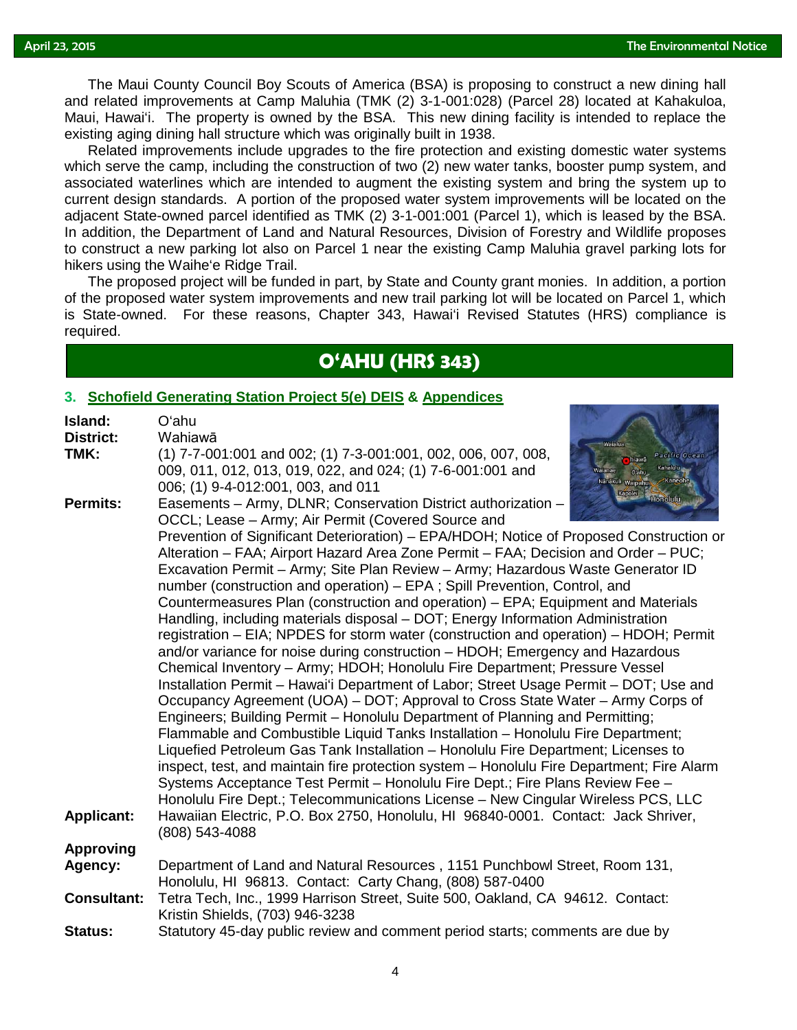The Maui County Council Boy Scouts of America (BSA) is proposing to construct a new dining hall and related improvements at Camp Maluhia (TMK (2) 3-1-001:028) (Parcel 28) located at Kahakuloa, Maui, Hawaiʻi. The property is owned by the BSA. This new dining facility is intended to replace the existing aging dining hall structure which was originally built in 1938.

Related improvements include upgrades to the fire protection and existing domestic water systems which serve the camp, including the construction of two (2) new water tanks, booster pump system, and associated waterlines which are intended to augment the existing system and bring the system up to current design standards. A portion of the proposed water system improvements will be located on the adjacent State-owned parcel identified as TMK (2) 3-1-001:001 (Parcel 1), which is leased by the BSA. In addition, the Department of Land and Natural Resources, Division of Forestry and Wildlife proposes to construct a new parking lot also on Parcel 1 near the existing Camp Maluhia gravel parking lots for hikers using the Waiheʻe Ridge Trail.

The proposed project will be funded in part, by State and County grant monies. In addition, a portion of the proposed water system improvements and new trail parking lot will be located on Parcel 1, which is State-owned. For these reasons, Chapter 343, Hawaiʻi Revised Statutes (HRS) compliance is required.

## OʻAHU (HRS 343)

### 3. Schofield Generating Station Project 5(e) DEIS & Appendices

**Island:** Oʻahu

**District:** Wahiawā

**TMK:** (1) 7-7-001:001 and 002; (1) 7-3-001:001, 002, 006, 007, 008, 009, 011, 012, 013, 019, 022, and 024; (1) 7-6-001:001 and 006; (1) 9-4-012:001, 003, and 011

**Permits:** Easements – Army, DLNR; Conservation District authorization – OCCL; Lease – Army; Air Permit (Covered Source and Prevention of Significant Deterioration) – EPA/HDOH; Notice of Proposed Construction or Alteration – FAA; Airport Hazard Area Zone Permit – FAA; Decision and Order – PUC; Excavation Permit – Army; Site Plan Review – Army; Hazardous Waste Generator ID number (construction and operation) – EPA ; Spill Prevention, Control, and Countermeasures Plan (construction and operation) – EPA; Equipment and Materials Handling, including materials disposal – DOT; Energy Information Administration registration – EIA; NPDES for storm water (construction and operation) – HDOH; Permit and/or variance for noise during construction – HDOH; Emergency and Hazardous Chemical Inventory – Army; HDOH; Honolulu Fire Department; Pressure Vessel Installation Permit – Hawaiʻi Department of Labor; Street Usage Permit – DOT; Use and Occupancy Agreement (UOA) – DOT; Approval to Cross State Water – Army Corps of Engineers; Building Permit – Honolulu Department of Planning and Permitting; Flammable and Combustible Liquid Tanks Installation – Honolulu Fire Department; Liquefied Petroleum Gas Tank Installation – Honolulu Fire Department; Licenses to inspect, test, and maintain fire protection system – Honolulu Fire Department; Fire Alarm Systems Acceptance Test Permit – Honolulu Fire Dept.; Fire Plans Review Fee – Honolulu Fire Dept.; Telecommunications License – New Cingular Wireless PCS, LLC

**Applicant:** Hawaiian Electric, P.O. Box 2750, Honolulu, HI 96840-0001. Contact: Jack Shriver, (808) 543-4088

**Approving Agency:** Department of Land and Natural Resources , 1151 Punchbowl Street, Room 131, Honolulu, HI 96813. Contact: Carty Chang, (808) 587-0400

**Consultant:** Tetra Tech, Inc., 1999 Harrison Street, Suite 500, Oakland, CA 94612. Contact: Kristin Shields, (703) 946-3238

**Status:** Statutory 45-day public review and comment period starts; comments are due by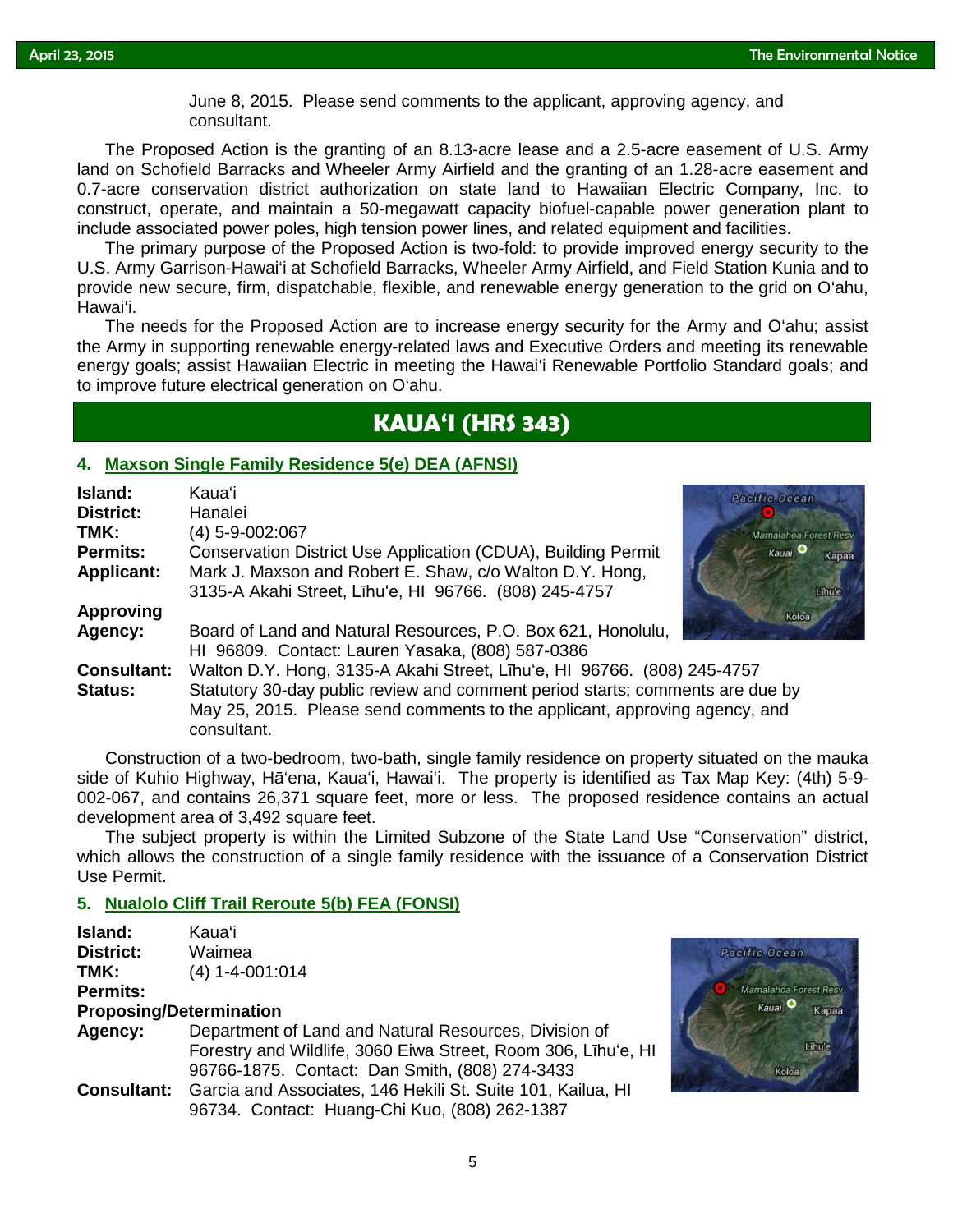June 8, 2015. Please send comments to the applicant, approving agency, and consultant.

The Proposed Action is the granting of an 8.13-acre lease and a 2.5-acre easement of U.S. Army land on Schofield Barracks and Wheeler Army Airfield and the granting of an 1.28-acre easement and 0.7-acre conservation district authorization on state land to Hawaiian Electric Company, Inc. to construct, operate, and maintain a 50-megawatt capacity biofuel-capable power generation plant to include associated power poles, high tension power lines, and related equipment and facilities.

The primary purpose of the Proposed Action is two-fold: to provide improved energy security to the U.S. Army Garrison-Hawaiʻi at Schofield Barracks, Wheeler Army Airfield, and Field Station Kunia and to provide new secure, firm, dispatchable, flexible, and renewable energy generation to the grid on Oʻahu, Hawaiʻi.

The needs for the Proposed Action are to increase energy security for the Army and Oʻahu; assist the Army in supporting renewable energy-related laws and Executive Orders and meeting its renewable energy goals; assist Hawaiian Electric in meeting the Hawaiʻi Renewable Portfolio Standard goals; and to improve future electrical generation on Oʻahu.

## KAUAʻI (HRS 343)

### 4. Maxson Single Family Residence 5(e) DEA (AFNSI)

**Island:** Kauaʻi
**District:** Hanalei
**TMK:** (4) 5-9-002:067
**Permits:** Conservation District Use Application (CDUA), Building Permit
**Applicant:** Mark J. Maxson and Robert E. Shaw, c/o Walton D.Y. Hong, 3135-A Akahi Street, Līhuʻe, HI 96766. (808) 245-4757
**Approving Agency:** Board of Land and Natural Resources, P.O. Box 621, Honolulu, HI 96809. Contact: Lauren Yasaka, (808) 587-0386
**Consultant:** Walton D.Y. Hong, 3135-A Akahi Street, Līhuʻe, HI 96766. (808) 245-4757
**Status:** Statutory 30-day public review and comment period starts; comments are due by May 25, 2015. Please send comments to the applicant, approving agency, and consultant.

Construction of a two-bedroom, two-bath, single family residence on property situated on the mauka side of Kuhio Highway, Hāʻena, Kauaʻi, Hawaiʻi. The property is identified as Tax Map Key: (4th) 5-9-002-067, and contains 26,371 square feet, more or less. The proposed residence contains an actual development area of 3,492 square feet.

The subject property is within the Limited Subzone of the State Land Use "Conservation" district, which allows the construction of a single family residence with the issuance of a Conservation District Use Permit.

### 5. Nualolo Cliff Trail Reroute 5(b) FEA (FONSI)

**Island:** Kauaʻi
**District:** Waimea
**TMK:** (4) 1-4-001:014
**Permits:**
**Proposing/Determination Agency:** Department of Land and Natural Resources, Division of Forestry and Wildlife, 3060 Eiwa Street, Room 306, Līhuʻe, HI 96766-1875. Contact: Dan Smith, (808) 274-3433
**Consultant:** Garcia and Associates, 146 Hekili St. Suite 101, Kailua, HI 96734. Contact: Huang-Chi Kuo, (808) 262-1387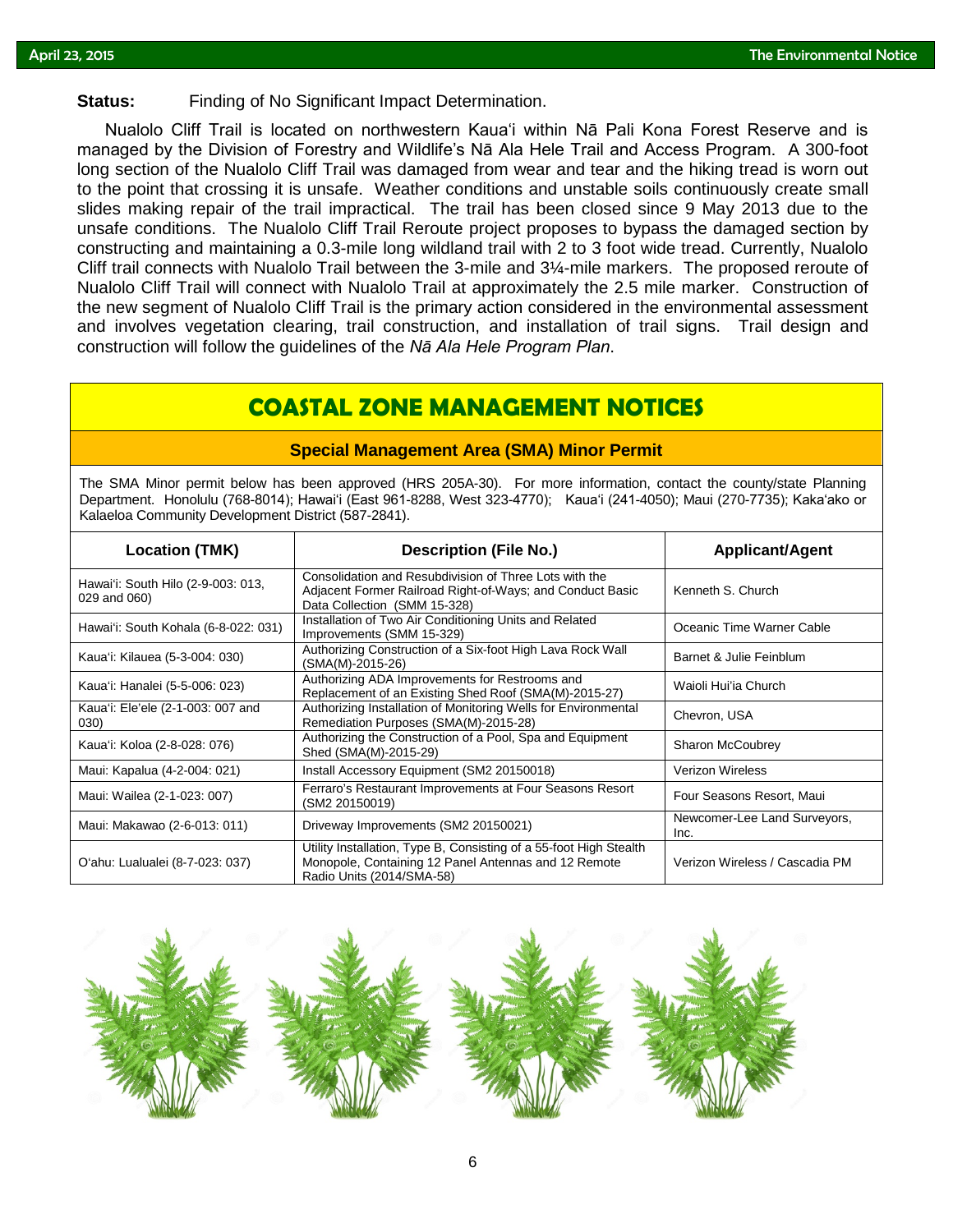**Status:** Finding of No Significant Impact Determination.

Nualolo Cliff Trail is located on northwestern Kauaʻi within Nā Pali Kona Forest Reserve and is managed by the Division of Forestry and Wildlife's Nā Ala Hele Trail and Access Program. A 300-foot long section of the Nualolo Cliff Trail was damaged from wear and tear and the hiking tread is worn out to the point that crossing it is unsafe. Weather conditions and unstable soils continuously create small slides making repair of the trail impractical. The trail has been closed since 9 May 2013 due to the unsafe conditions. The Nualolo Cliff Trail Reroute project proposes to bypass the damaged section by constructing and maintaining a 0.3-mile long wildland trail with 2 to 3 foot wide tread. Currently, Nualolo Cliff trail connects with Nualolo Trail between the 3-mile and 3¼-mile markers. The proposed reroute of Nualolo Cliff Trail will connect with Nualolo Trail at approximately the 2.5 mile marker. Construction of the new segment of Nualolo Cliff Trail is the primary action considered in the environmental assessment and involves vegetation clearing, trail construction, and installation of trail signs. Trail design and construction will follow the guidelines of the *Nā Ala Hele Program Plan*.

# COASTAL ZONE MANAGEMENT NOTICES

## Special Management Area (SMA) Minor Permit

The SMA Minor permit below has been approved (HRS 205A-30). For more information, contact the county/state Planning Department. Honolulu (768-8014); Hawaiʻi (East 961-8288, West 323-4770); Kauaʻi (241-4050); Maui (270-7735); Kakaʻako or Kalaeloa Community Development District (587-2841).

| Location (TMK) | Description (File No.) | Applicant/Agent |
|---|---|---|
| Hawaiʻi: South Hilo (2-9-003: 013, 029 and 060) | Consolidation and Resubdivision of Three Lots with the Adjacent Former Railroad Right-of-Ways; and Conduct Basic Data Collection (SMM 15-328) | Kenneth S. Church |
| Hawaiʻi: South Kohala (6-8-022: 031) | Installation of Two Air Conditioning Units and Related Improvements (SMM 15-329) | Oceanic Time Warner Cable |
| Kauaʻi: Kilauea (5-3-004: 030) | Authorizing Construction of a Six-foot High Lava Rock Wall (SMA(M)-2015-26) | Barnet & Julie Feinblum |
| Kauaʻi: Hanalei (5-5-006: 023) | Authorizing ADA Improvements for Restrooms and Replacement of an Existing Shed Roof (SMA(M)-2015-27) | Waioli Huiʻia Church |
| Kauaʻi: Eleʻele (2-1-003: 007 and 030) | Authorizing Installation of Monitoring Wells for Environmental Remediation Purposes (SMA(M)-2015-28) | Chevron, USA |
| Kauaʻi: Koloa (2-8-028: 076) | Authorizing the Construction of a Pool, Spa and Equipment Shed (SMA(M)-2015-29) | Sharon McCoubrey |
| Maui: Kapalua (4-2-004: 021) | Install Accessory Equipment (SM2 20150018) | Verizon Wireless |
| Maui: Wailea (2-1-023: 007) | Ferraro's Restaurant Improvements at Four Seasons Resort (SM2 20150019) | Four Seasons Resort, Maui |
| Maui: Makawao (2-6-013: 011) | Driveway Improvements (SM2 20150021) | Newcomer-Lee Land Surveyors, Inc. |
| Oʻahu: Lualualei (8-7-023: 037) | Utility Installation, Type B, Consisting of a 55-foot High Stealth Monopole, Containing 12 Panel Antennas and 12 Remote Radio Units (2014/SMA-58) | Verizon Wireless / Cascadia PM |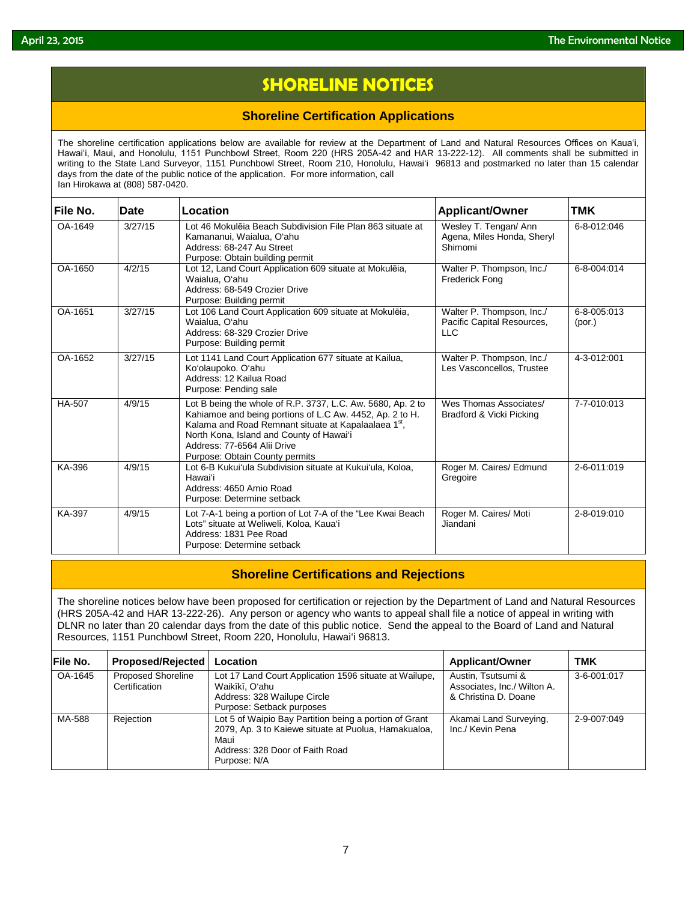# SHORELINE NOTICES

## Shoreline Certification Applications

The shoreline certification applications below are available for review at the Department of Land and Natural Resources Offices on Kaua'i, Hawai'i, Maui, and Honolulu, 1151 Punchbowl Street, Room 220 (HRS 205A-42 and HAR 13-222-12). All comments shall be submitted in writing to the State Land Surveyor, 1151 Punchbowl Street, Room 210, Honolulu, Hawai'i 96813 and postmarked no later than 15 calendar days from the date of the public notice of the application. For more information, call Ian Hirokawa at (808) 587-0420.

| File No. | Date | Location | Applicant/Owner | TMK |
|---|---|---|---|---|
| OA-1649 | 3/27/15 | Lot 46 Mokulēia Beach Subdivision File Plan 863 situate at Kamananui, Waialua, O'ahu<br>Address: 68-247 Au Street<br>Purpose: Obtain building permit | Wesley T. Tengan/ Ann Agena, Miles Honda, Sheryl Shimomi | 6-8-012:046 |
| OA-1650 | 4/2/15 | Lot 12, Land Court Application 609 situate at Mokulēia, Waialua, O'ahu<br>Address: 68-549 Crozier Drive<br>Purpose: Building permit | Walter P. Thompson, Inc./ Frederick Fong | 6-8-004:014 |
| OA-1651 | 3/27/15 | Lot 106 Land Court Application 609 situate at Mokulēia, Waialua, O'ahu<br>Address: 68-329 Crozier Drive<br>Purpose: Building permit | Walter P. Thompson, Inc./ Pacific Capital Resources, LLC | 6-8-005:013 (por.) |
| OA-1652 | 3/27/15 | Lot 1141 Land Court Application 677 situate at Kailua, Ko'olaupoko. O'ahu<br>Address: 12 Kailua Road<br>Purpose: Pending sale | Walter P. Thompson, Inc./ Les Vasconcellos, Trustee | 4-3-012:001 |
| HA-507 | 4/9/15 | Lot B being the whole of R.P. 3737, L.C. Aw. 5680, Ap. 2 to Kahiamoe and being portions of L.C Aw. 4452, Ap. 2 to H. Kalama and Road Remnant situate at Kapalaalaea 1st, North Kona, Island and County of Hawai'i<br>Address: 77-6564 Alii Drive<br>Purpose: Obtain County permits | Wes Thomas Associates/ Bradford & Vicki Picking | 7-7-010:013 |
| KA-396 | 4/9/15 | Lot 6-B Kukui'ula Subdivision situate at Kukui'ula, Koloa, Hawai'i<br>Address: 4650 Amio Road<br>Purpose: Determine setback | Roger M. Caires/ Edmund Gregoire | 2-6-011:019 |
| KA-397 | 4/9/15 | Lot 7-A-1 being a portion of Lot 7-A of the "Lee Kwai Beach Lots" situate at Weliweli, Koloa, Kaua'i<br>Address: 1831 Pee Road<br>Purpose: Determine setback | Roger M. Caires/ Moti Jiandani | 2-8-019:010 |

## Shoreline Certifications and Rejections

The shoreline notices below have been proposed for certification or rejection by the Department of Land and Natural Resources (HRS 205A-42 and HAR 13-222-26). Any person or agency who wants to appeal shall file a notice of appeal in writing with DLNR no later than 20 calendar days from the date of this public notice. Send the appeal to the Board of Land and Natural Resources, 1151 Punchbowl Street, Room 220, Honolulu, Hawai'i 96813.

| File No. | Proposed/Rejected | Location | Applicant/Owner | TMK |
|---|---|---|---|---|
| OA-1645 | Proposed Shoreline Certification | Lot 17 Land Court Application 1596 situate at Wailupe, Waikīkī, O'ahu<br>Address: 328 Wailupe Circle<br>Purpose: Setback purposes | Austin, Tsutsumi & Associates, Inc./ Wilton A. & Christina D. Doane | 3-6-001:017 |
| MA-588 | Rejection | Lot 5 of Waipio Bay Partition being a portion of Grant 2079, Ap. 3 to Kaiewe situate at Puolua, Hamakualoa, Maui<br>Address: 328 Door of Faith Road<br>Purpose: N/A | Akamai Land Surveying, Inc./ Kevin Pena | 2-9-007:049 |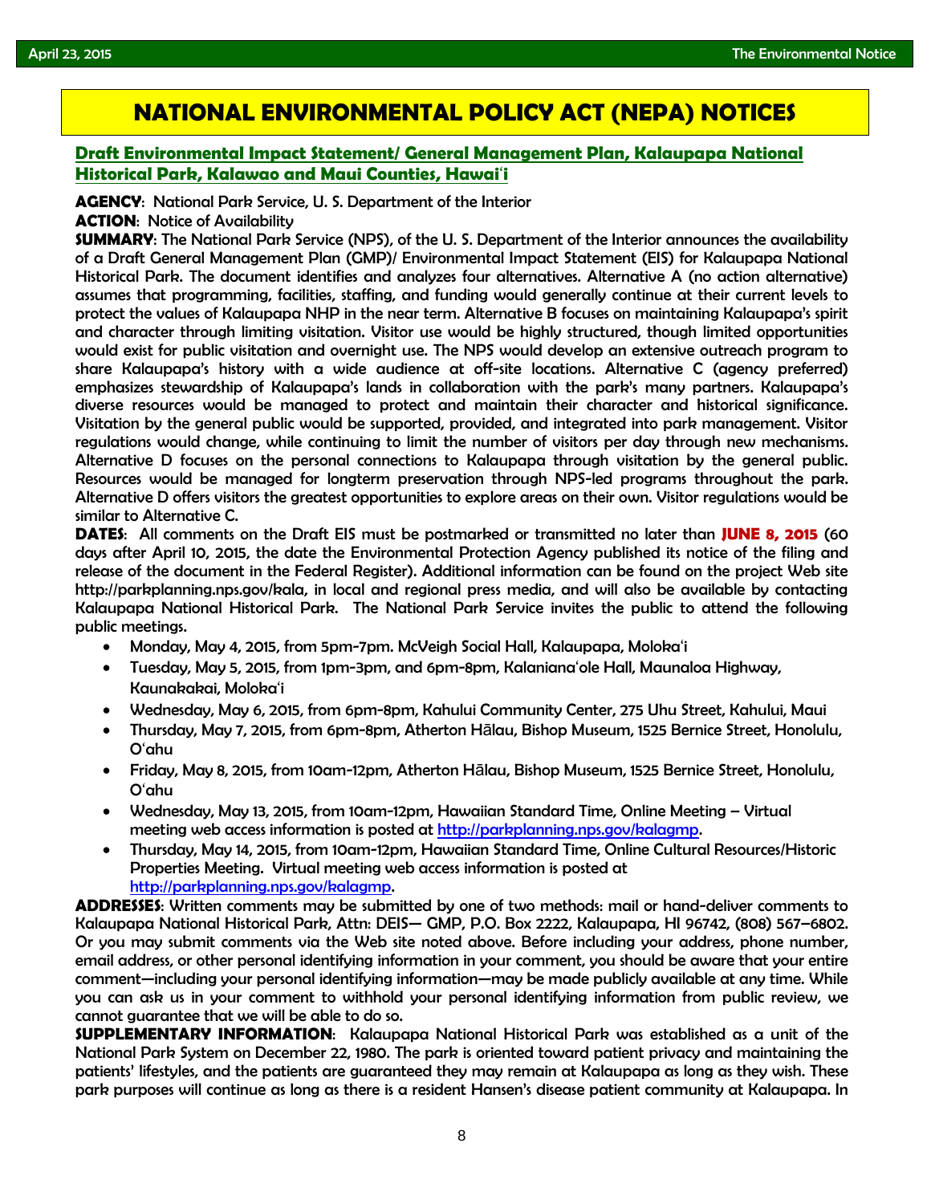# NATIONAL ENVIRONMENTAL POLICY ACT (NEPA) NOTICES

## Draft Environmental Impact Statement/ General Management Plan, Kalaupapa National Historical Park, Kalawao and Maui Counties, Hawaiʻi

**AGENCY**: National Park Service, U. S. Department of the Interior

**ACTION**: Notice of Availability

**SUMMARY**: The National Park Service (NPS), of the U. S. Department of the Interior announces the availability of a Draft General Management Plan (GMP)/ Environmental Impact Statement (EIS) for Kalaupapa National Historical Park. The document identifies and analyzes four alternatives. Alternative A (no action alternative) assumes that programming, facilities, staffing, and funding would generally continue at their current levels to protect the values of Kalaupapa NHP in the near term. Alternative B focuses on maintaining Kalaupapa's spirit and character through limiting visitation. Visitor use would be highly structured, though limited opportunities would exist for public visitation and overnight use. The NPS would develop an extensive outreach program to share Kalaupapa's history with a wide audience at off-site locations. Alternative C (agency preferred) emphasizes stewardship of Kalaupapa's lands in collaboration with the park's many partners. Kalaupapa's diverse resources would be managed to protect and maintain their character and historical significance. Visitation by the general public would be supported, provided, and integrated into park management. Visitor regulations would change, while continuing to limit the number of visitors per day through new mechanisms. Alternative D focuses on the personal connections to Kalaupapa through visitation by the general public. Resources would be managed for longterm preservation through NPS-led programs throughout the park. Alternative D offers visitors the greatest opportunities to explore areas on their own. Visitor regulations would be similar to Alternative C.

**DATES**: All comments on the Draft EIS must be postmarked or transmitted no later than **JUNE 8, 2015** (60 days after April 10, 2015, the date the Environmental Protection Agency published its notice of the filing and release of the document in the Federal Register). Additional information can be found on the project Web site http://parkplanning.nps.gov/kala, in local and regional press media, and will also be available by contacting Kalaupapa National Historical Park. The National Park Service invites the public to attend the following public meetings.

- Monday, May 4, 2015, from 5pm-7pm. McVeigh Social Hall, Kalaupapa, Molokaʻi
- Tuesday, May 5, 2015, from 1pm-3pm, and 6pm-8pm, Kalanianaʻole Hall, Maunaloa Highway, Kaunakakai, Molokaʻi
- Wednesday, May 6, 2015, from 6pm-8pm, Kahului Community Center, 275 Uhu Street, Kahului, Maui
- Thursday, May 7, 2015, from 6pm-8pm, Atherton Hālau, Bishop Museum, 1525 Bernice Street, Honolulu, Oʻahu
- Friday, May 8, 2015, from 10am-12pm, Atherton Hālau, Bishop Museum, 1525 Bernice Street, Honolulu, Oʻahu
- Wednesday, May 13, 2015, from 10am-12pm, Hawaiian Standard Time, Online Meeting – Virtual meeting web access information is posted at http://parkplanning.nps.gov/kalagmp.
- Thursday, May 14, 2015, from 10am-12pm, Hawaiian Standard Time, Online Cultural Resources/Historic Properties Meeting. Virtual meeting web access information is posted at http://parkplanning.nps.gov/kalagmp.

**ADDRESSES**: Written comments may be submitted by one of two methods: mail or hand-deliver comments to Kalaupapa National Historical Park, Attn: DEIS— GMP, P.O. Box 2222, Kalaupapa, HI 96742, (808) 567–6802. Or you may submit comments via the Web site noted above. Before including your address, phone number, email address, or other personal identifying information in your comment, you should be aware that your entire comment—including your personal identifying information—may be made publicly available at any time. While you can ask us in your comment to withhold your personal identifying information from public review, we cannot guarantee that we will be able to do so.

**SUPPLEMENTARY INFORMATION**: Kalaupapa National Historical Park was established as a unit of the National Park System on December 22, 1980. The park is oriented toward patient privacy and maintaining the patients' lifestyles, and the patients are guaranteed they may remain at Kalaupapa as long as they wish. These park purposes will continue as long as there is a resident Hansen's disease patient community at Kalaupapa. In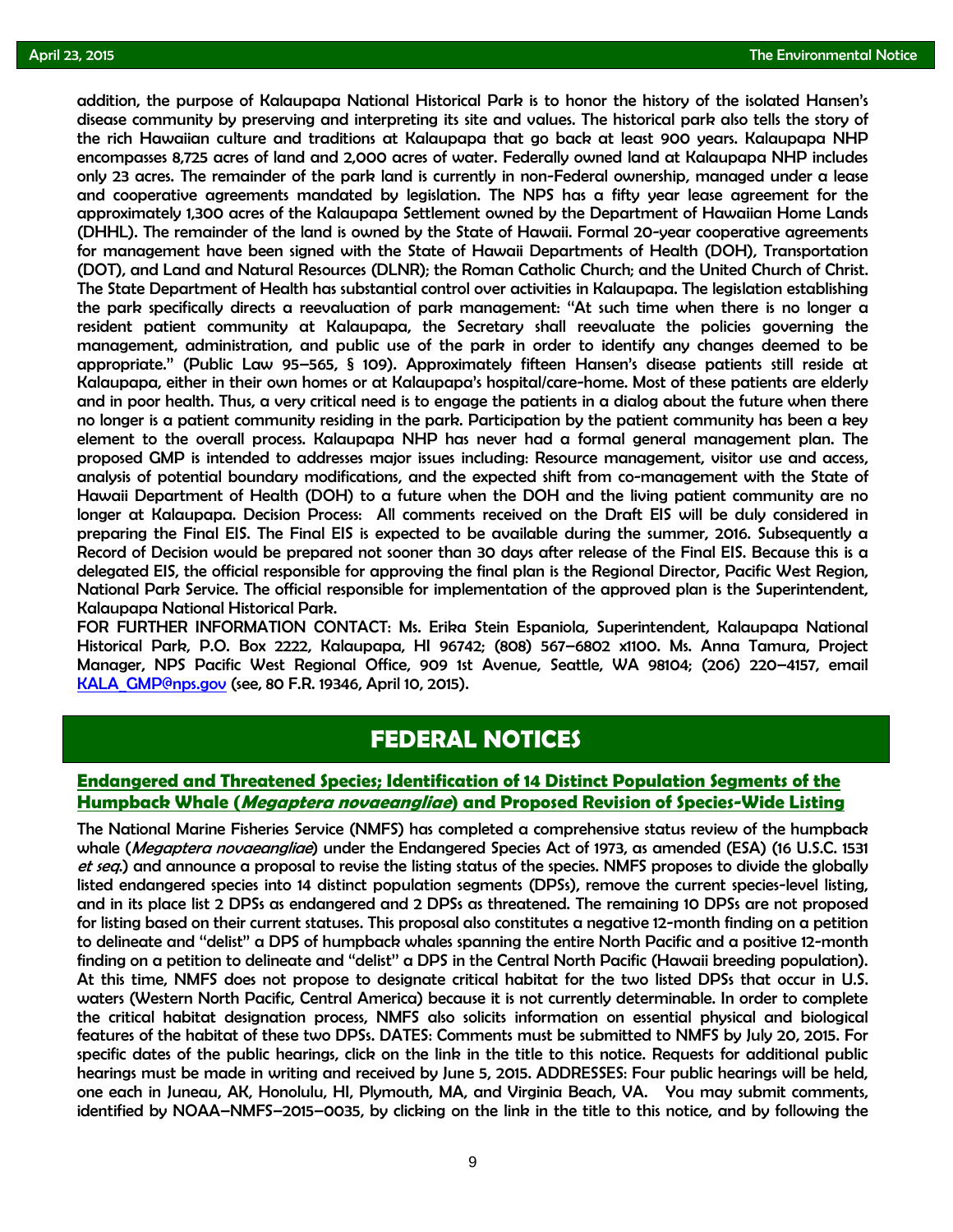addition, the purpose of Kalaupapa National Historical Park is to honor the history of the isolated Hansen's disease community by preserving and interpreting its site and values. The historical park also tells the story of the rich Hawaiian culture and traditions at Kalaupapa that go back at least 900 years. Kalaupapa NHP encompasses 8,725 acres of land and 2,000 acres of water. Federally owned land at Kalaupapa NHP includes only 23 acres. The remainder of the park land is currently in non-Federal ownership, managed under a lease and cooperative agreements mandated by legislation. The NPS has a fifty year lease agreement for the approximately 1,300 acres of the Kalaupapa Settlement owned by the Department of Hawaiian Home Lands (DHHL). The remainder of the land is owned by the State of Hawaii. Formal 20-year cooperative agreements for management have been signed with the State of Hawaii Departments of Health (DOH), Transportation (DOT), and Land and Natural Resources (DLNR); the Roman Catholic Church; and the United Church of Christ. The State Department of Health has substantial control over activities in Kalaupapa. The legislation establishing the park specifically directs a reevaluation of park management: "At such time when there is no longer a resident patient community at Kalaupapa, the Secretary shall reevaluate the policies governing the management, administration, and public use of the park in order to identify any changes deemed to be appropriate." (Public Law 95–565, § 109). Approximately fifteen Hansen's disease patients still reside at Kalaupapa, either in their own homes or at Kalaupapa's hospital/care-home. Most of these patients are elderly and in poor health. Thus, a very critical need is to engage the patients in a dialog about the future when there no longer is a patient community residing in the park. Participation by the patient community has been a key element to the overall process. Kalaupapa NHP has never had a formal general management plan. The proposed GMP is intended to addresses major issues including: Resource management, visitor use and access, analysis of potential boundary modifications, and the expected shift from co-management with the State of Hawaii Department of Health (DOH) to a future when the DOH and the living patient community are no longer at Kalaupapa. Decision Process: All comments received on the Draft EIS will be duly considered in preparing the Final EIS. The Final EIS is expected to be available during the summer, 2016. Subsequently a Record of Decision would be prepared not sooner than 30 days after release of the Final EIS. Because this is a delegated EIS, the official responsible for approving the final plan is the Regional Director, Pacific West Region, National Park Service. The official responsible for implementation of the approved plan is the Superintendent, Kalaupapa National Historical Park.

FOR FURTHER INFORMATION CONTACT: Ms. Erika Stein Espaniola, Superintendent, Kalaupapa National Historical Park, P.O. Box 2222, Kalaupapa, HI 96742; (808) 567–6802 x1100. Ms. Anna Tamura, Project Manager, NPS Pacific West Regional Office, 909 1st Avenue, Seattle, WA 98104; (206) 220–4157, email KALA_GMP@nps.gov (see, 80 F.R. 19346, April 10, 2015).

# FEDERAL NOTICES

## Endangered and Threatened Species; Identification of 14 Distinct Population Segments of the Humpback Whale (*Megaptera novaeangliae*) and Proposed Revision of Species-Wide Listing

The National Marine Fisheries Service (NMFS) has completed a comprehensive status review of the humpback whale (*Megaptera novaeangliae*) under the Endangered Species Act of 1973, as amended (ESA) (16 U.S.C. 1531 *et seq.*) and announce a proposal to revise the listing status of the species. NMFS proposes to divide the globally listed endangered species into 14 distinct population segments (DPSs), remove the current species-level listing, and in its place list 2 DPSs as endangered and 2 DPSs as threatened. The remaining 10 DPSs are not proposed for listing based on their current statuses. This proposal also constitutes a negative 12-month finding on a petition to delineate and "delist" a DPS of humpback whales spanning the entire North Pacific and a positive 12-month finding on a petition to delineate and "delist" a DPS in the Central North Pacific (Hawaii breeding population). At this time, NMFS does not propose to designate critical habitat for the two listed DPSs that occur in U.S. waters (Western North Pacific, Central America) because it is not currently determinable. In order to complete the critical habitat designation process, NMFS also solicits information on essential physical and biological features of the habitat of these two DPSs. DATES: Comments must be submitted to NMFS by July 20, 2015. For specific dates of the public hearings, click on the link in the title to this notice. Requests for additional public hearings must be made in writing and received by June 5, 2015. ADDRESSES: Four public hearings will be held, one each in Juneau, AK, Honolulu, HI, Plymouth, MA, and Virginia Beach, VA. You may submit comments, identified by NOAA–NMFS–2015–0035, by clicking on the link in the title to this notice, and by following the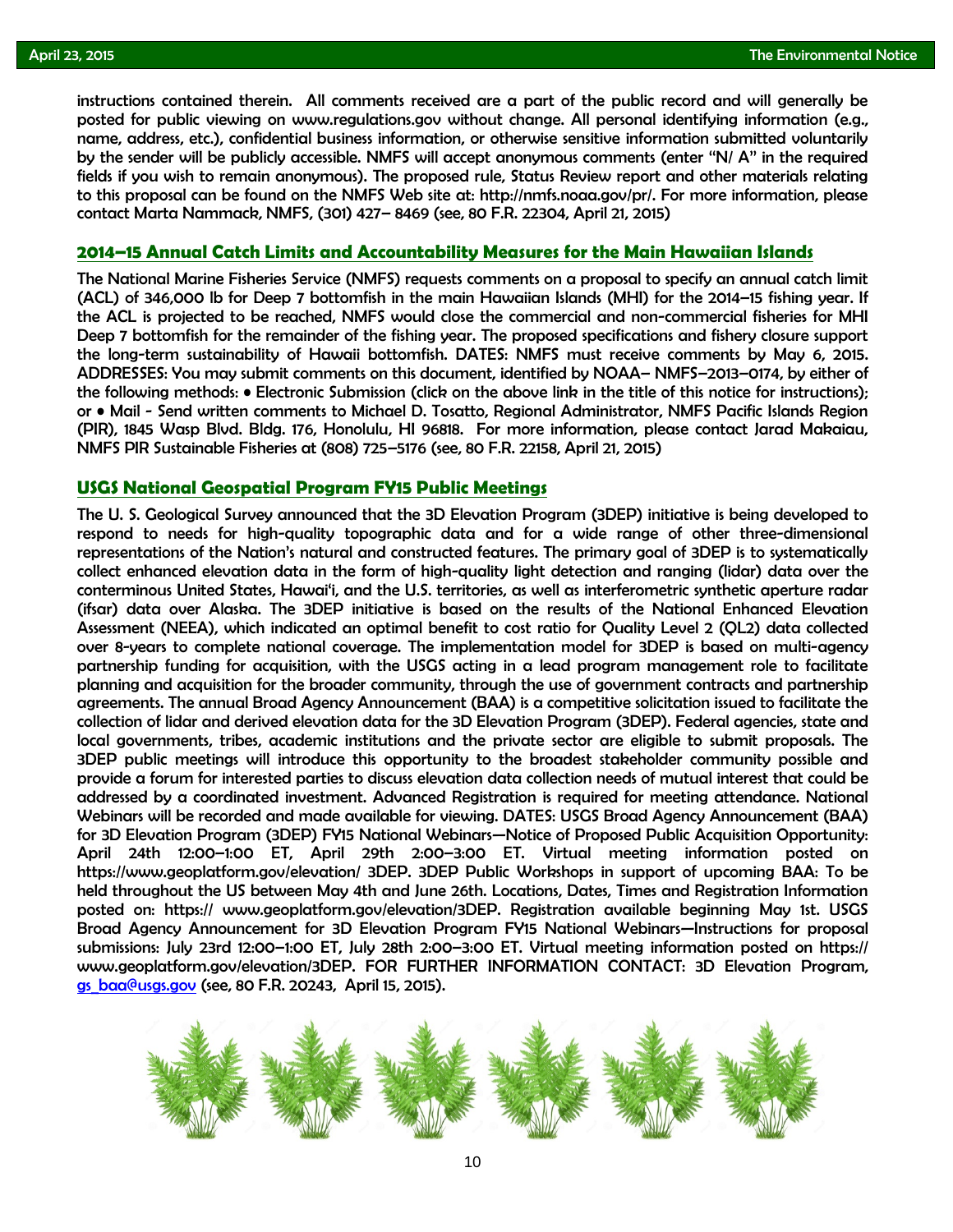instructions contained therein. All comments received are a part of the public record and will generally be posted for public viewing on www.regulations.gov without change. All personal identifying information (e.g., name, address, etc.), confidential business information, or otherwise sensitive information submitted voluntarily by the sender will be publicly accessible. NMFS will accept anonymous comments (enter "N/ A" in the required fields if you wish to remain anonymous). The proposed rule, Status Review report and other materials relating to this proposal can be found on the NMFS Web site at: http://nmfs.noaa.gov/pr/. For more information, please contact Marta Nammack, NMFS, (301) 427– 8469 (see, 80 F.R. 22304, April 21, 2015)

## 2014–15 Annual Catch Limits and Accountability Measures for the Main Hawaiian Islands

The National Marine Fisheries Service (NMFS) requests comments on a proposal to specify an annual catch limit (ACL) of 346,000 lb for Deep 7 bottomfish in the main Hawaiian Islands (MHI) for the 2014–15 fishing year. If the ACL is projected to be reached, NMFS would close the commercial and non-commercial fisheries for MHI Deep 7 bottomfish for the remainder of the fishing year. The proposed specifications and fishery closure support the long-term sustainability of Hawaii bottomfish. DATES: NMFS must receive comments by May 6, 2015. ADDRESSES: You may submit comments on this document, identified by NOAA– NMFS–2013–0174, by either of the following methods: • Electronic Submission (click on the above link in the title of this notice for instructions); or • Mail - Send written comments to Michael D. Tosatto, Regional Administrator, NMFS Pacific Islands Region (PIR), 1845 Wasp Blvd. Bldg. 176, Honolulu, HI 96818. For more information, please contact Jarad Makaiau, NMFS PIR Sustainable Fisheries at (808) 725–5176 (see, 80 F.R. 22158, April 21, 2015)

## USGS National Geospatial Program FY15 Public Meetings

The U. S. Geological Survey announced that the 3D Elevation Program (3DEP) initiative is being developed to respond to needs for high-quality topographic data and for a wide range of other three-dimensional representations of the Nation's natural and constructed features. The primary goal of 3DEP is to systematically collect enhanced elevation data in the form of high-quality light detection and ranging (lidar) data over the conterminous United States, Hawai'i, and the U.S. territories, as well as interferometric synthetic aperture radar (ifsar) data over Alaska. The 3DEP initiative is based on the results of the National Enhanced Elevation Assessment (NEEA), which indicated an optimal benefit to cost ratio for Quality Level 2 (QL2) data collected over 8-years to complete national coverage. The implementation model for 3DEP is based on multi-agency partnership funding for acquisition, with the USGS acting in a lead program management role to facilitate planning and acquisition for the broader community, through the use of government contracts and partnership agreements. The annual Broad Agency Announcement (BAA) is a competitive solicitation issued to facilitate the collection of lidar and derived elevation data for the 3D Elevation Program (3DEP). Federal agencies, state and local governments, tribes, academic institutions and the private sector are eligible to submit proposals. The 3DEP public meetings will introduce this opportunity to the broadest stakeholder community possible and provide a forum for interested parties to discuss elevation data collection needs of mutual interest that could be addressed by a coordinated investment. Advanced Registration is required for meeting attendance. National Webinars will be recorded and made available for viewing. DATES: USGS Broad Agency Announcement (BAA) for 3D Elevation Program (3DEP) FY15 National Webinars—Notice of Proposed Public Acquisition Opportunity: April 24th 12:00–1:00 ET, April 29th 2:00–3:00 ET. Virtual meeting information posted on https://www.geoplatform.gov/elevation/ 3DEP. 3DEP Public Workshops in support of upcoming BAA: To be held throughout the US between May 4th and June 26th. Locations, Dates, Times and Registration Information posted on: https:// www.geoplatform.gov/elevation/3DEP. Registration available beginning May 1st. USGS Broad Agency Announcement for 3D Elevation Program FY15 National Webinars—Instructions for proposal submissions: July 23rd 12:00–1:00 ET, July 28th 2:00–3:00 ET. Virtual meeting information posted on https:// www.geoplatform.gov/elevation/3DEP. FOR FURTHER INFORMATION CONTACT: 3D Elevation Program, gs_baa@usgs.gov (see, 80 F.R. 20243, April 15, 2015).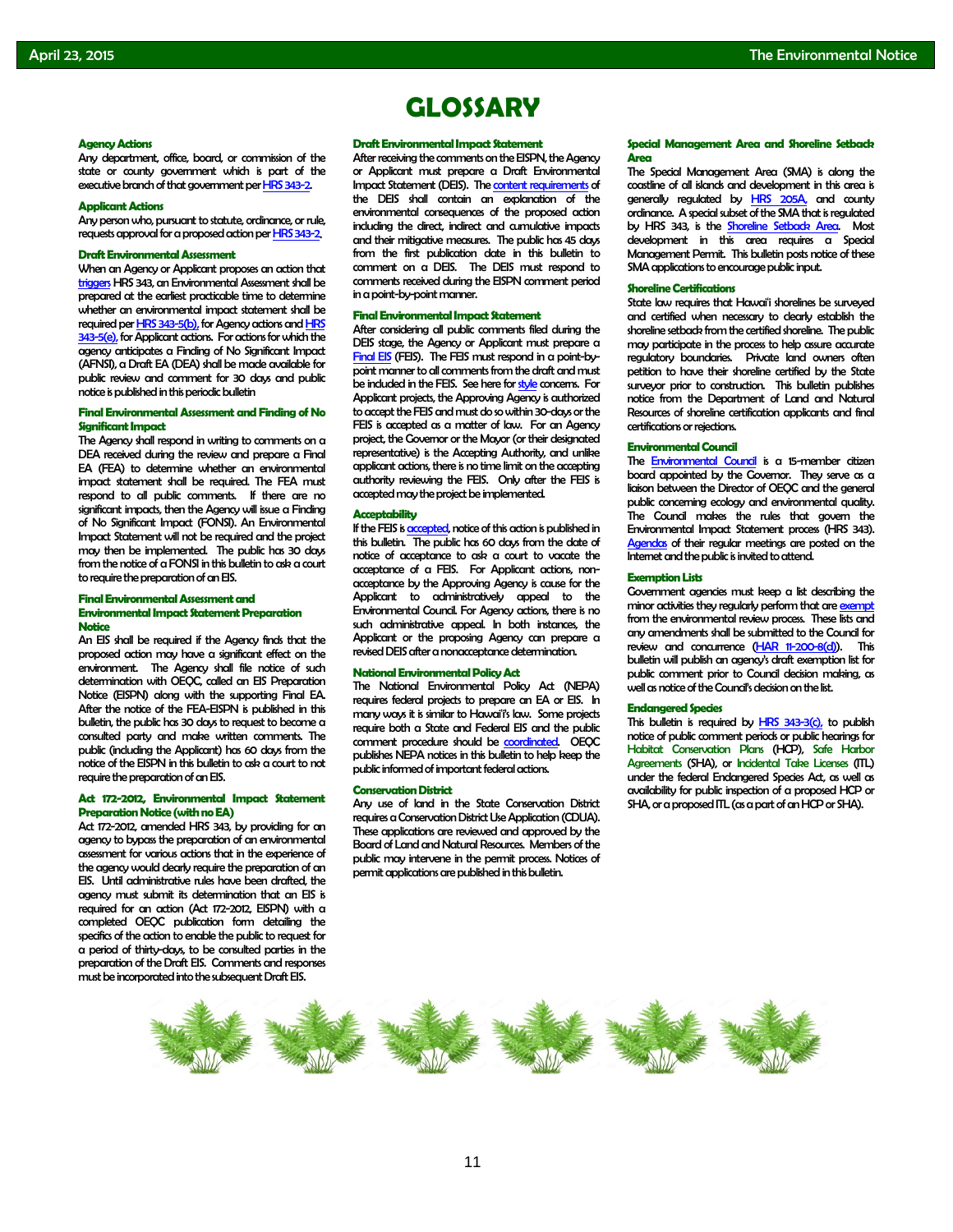# GLOSSARY

### Agency Actions

Any department, office, board, or commission of the state or county government which is part of the executive branch of that government per HRS 343-2.

### Applicant Actions

Any person who, pursuant to statute, ordinance, or rule, requests approval for a proposed action per HRS 343-2.

### Draft Environmental Assessment

When an Agency or Applicant proposes an action that triggers HRS 343, an Environmental Assessment shall be prepared at the earliest practicable time to determine whether an environmental impact statement shall be required per HRS 343-5(b), for Agency actions and HRS 343-5(e), for Applicant actions. For actions for which the agency anticipates a Finding of No Significant Impact (AFNSI), a Draft EA (DEA) shall be made available for public review and comment for 30 days and public notice is published in this periodic bulletin

### Final Environmental Assessment and Finding of No Significant Impact

The Agency shall respond in writing to comments on a DEA received during the review and prepare a Final EA (FEA) to determine whether an environmental impact statement shall be required. The FEA must respond to all public comments. If there are no significant impacts, then the Agency will issue a Finding of No Significant Impact (FONSI). An Environmental Impact Statement will not be required and the project may then be implemented. The public has 30 days from the notice of a FONSI in this bulletin to ask a court to require the preparation of an EIS.

### Final Environmental Assessment and Environmental Impact Statement Preparation Notice

An EIS shall be required if the Agency finds that the proposed action may have a significant effect on the environment. The Agency shall file notice of such determination with OEQC, called an EIS Preparation Notice (EISPN) along with the supporting Final EA. After the notice of the FEA-EISPN is published in this bulletin, the public has 30 days to request to become a consulted party and make written comments. The public (including the Applicant) has 60 days from the notice of the EISPN in this bulletin to ask a court to not require the preparation of an EIS.

### Act 172-2012, Environmental Impact Statement Preparation Notice (with no EA)

Act 172-2012, amended HRS 343, by providing for an agency to bypass the preparation of an environmental assessment for various actions that in the experience of the agency would clearly require the preparation of an EIS. Until administrative rules have been drafted, the agency must submit its determination that an EIS is required for an action (Act 172-2012, EISPN) with a completed OEQC publication form detailing the specifics of the action to enable the public to request for a period of thirty-days, to be consulted parties in the preparation of the Draft EIS. Comments and responses must be incorporated into the subsequent Draft EIS.

### Draft Environmental Impact Statement

After receiving the comments on the EISPN, the Agency or Applicant must prepare a Draft Environmental Impact Statement (DEIS). The content requirements of the DEIS shall contain an explanation of the environmental consequences of the proposed action including the direct, indirect and cumulative impacts and their mitigative measures. The public has 45 days from the first publication date in this bulletin to comment on a DEIS. The DEIS must respond to comments received during the EISPN comment period in a point-by-point manner.

### Final Environmental Impact Statement

After considering all public comments filed during the DEIS stage, the Agency or Applicant must prepare a Final EIS (FEIS). The FEIS must respond in a point-by-point manner to all comments from the draft and must be included in the FEIS. See here for style concerns. For Applicant projects, the Approving Agency is authorized to accept the FEIS and must do so within 30-days or the FEIS is accepted as a matter of law. For an Agency project, the Governor or the Mayor (or their designated representative) is the Accepting Authority, and unlike applicant actions, there is no time limit on the accepting authority reviewing the FEIS. Only after the FEIS is accepted may the project be implemented.

### Acceptability

If the FEIS is accepted, notice of this action is published in this bulletin. The public has 60 days from the date of notice of acceptance to ask a court to vacate the acceptance of a FEIS. For Applicant actions, non-acceptance by the Approving Agency is cause for the Applicant to administratively appeal to the Environmental Council. For Agency actions, there is no such administrative appeal. In both instances, the Applicant or the proposing Agency can prepare a revised DEIS after a nonacceptance determination.

### National Environmental Policy Act

The National Environmental Policy Act (NEPA) requires federal projects to prepare an EA or EIS. In many ways it is similar to Hawai'i's law. Some projects require both a State and Federal EIS and the public comment procedure should be coordinated. OEQC publishes NEPA notices in this bulletin to help keep the public informed of important federal actions.

### Conservation District

Any use of land in the State Conservation District requires a Conservation District Use Application (CDUA). These applications are reviewed and approved by the Board of Land and Natural Resources. Members of the public may intervene in the permit process. Notices of permit applications are published in this bulletin.

### Special Management Area and Shoreline Setback Area

The Special Management Area (SMA) is along the coastline of all islands and development in this area is generally regulated by HRS 205A, and county ordinance. A special subset of the SMA that is regulated by HRS 343, is the Shoreline Setback Area. Most development in this area requires a Special Management Permit. This bulletin posts notice of these SMA applications to encourage public input.

### Shoreline Certifications

State law requires that Hawai'i shorelines be surveyed and certified when necessary to clearly establish the shoreline setback from the certified shoreline. The public may participate in the process to help assure accurate regulatory boundaries. Private land owners often petition to have their shoreline certified by the State surveyor prior to construction. This bulletin publishes notice from the Department of Land and Natural Resources of shoreline certification applicants and final certifications or rejections.

### Environmental Council

The Environmental Council is a 15-member citizen board appointed by the Governor. They serve as a liaison between the Director of OEQC and the general public concerning ecology and environmental quality. The Council makes the rules that govern the Environmental Impact Statement process (HRS 343). Agendas of their regular meetings are posted on the Internet and the public is invited to attend.

### Exemption Lists

Government agencies must keep a list describing the minor activities they regularly perform that are exempt from the environmental review process. These lists and any amendments shall be submitted to the Council for review and concurrence (HAR 11-200-8(d)). This bulletin will publish an agency's draft exemption list for public comment prior to Council decision making, as well as notice of the Council's decision on the list.

### Endangered Species

This bulletin is required by HRS 343-3(c), to publish notice of public comment periods or public hearings for Habitat Conservation Plans (HCP), Safe Harbor Agreements (SHA), or Incidental Take Licenses (ITL) under the federal Endangered Species Act, as well as availability for public inspection of a proposed HCP or SHA, or a proposed ITL (as a part of an HCP or SHA).